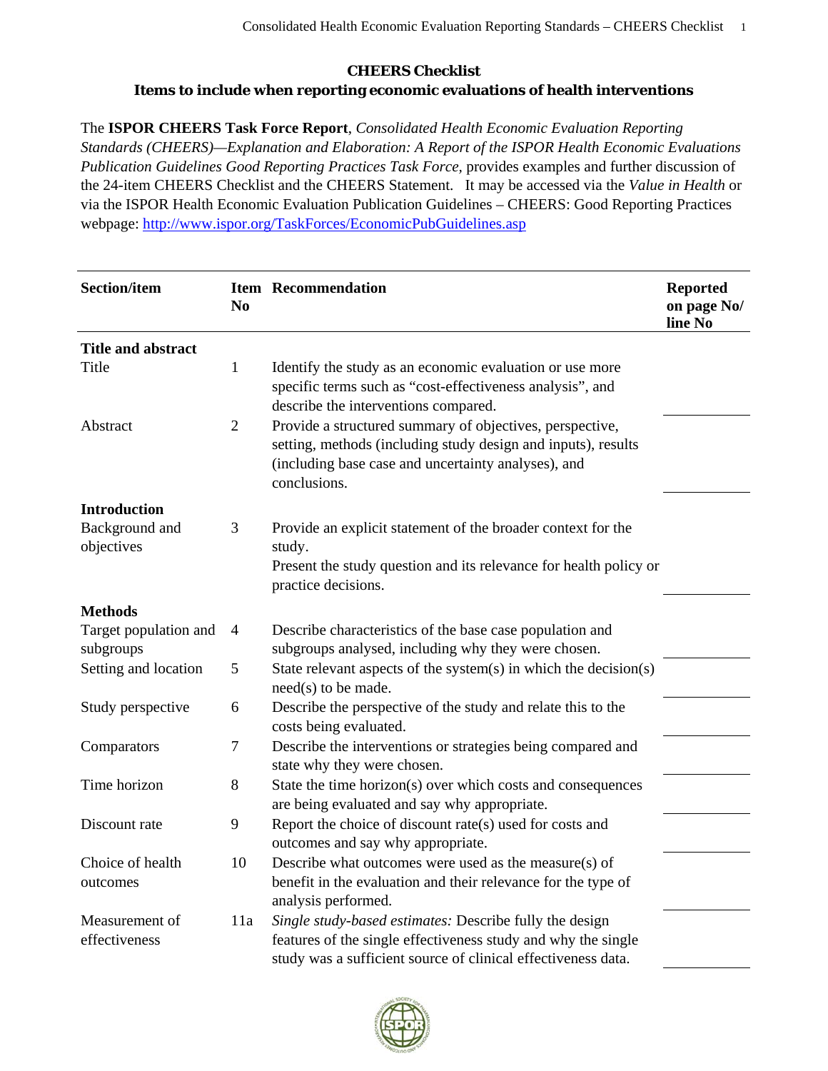# CHEERS Checklist

## Items to include when reporting economic evaluations of health interventions

The **ISPOR CHEERS Task Force Report**, *Consolidated Health Economic Evaluation Reporting Standards (CHEERS)—Explanation and Elaboration: A Report of the ISPOR Health Economic Evaluations Publication Guidelines Good Reporting Practices Task Force,* provides examples and further discussion of the 24-item CHEERS Checklist and the CHEERS Statement. It may be accessed via the *Value in Health* or via the ISPOR Health Economic Evaluation Publication Guidelines – CHEERS: Good Reporting Practices webpage: http://www.ispor.org/TaskForces/EconomicPubGuidelines.asp

| Section/item | Item No | Recommendation | Reported on page No/ line No |
|---|---|---|---|
| **Title and abstract** | | | |
| Title | 1 | Identify the study as an economic evaluation or use more specific terms such as "cost-effectiveness analysis", and describe the interventions compared. | |
| Abstract | 2 | Provide a structured summary of objectives, perspective, setting, methods (including study design and inputs), results (including base case and uncertainty analyses), and conclusions. | |
| **Introduction** | | | |
| Background and objectives | 3 | Provide an explicit statement of the broader context for the study. Present the study question and its relevance for health policy or practice decisions. | |
| **Methods** | | | |
| Target population and subgroups | 4 | Describe characteristics of the base case population and subgroups analysed, including why they were chosen. | |
| Setting and location | 5 | State relevant aspects of the system(s) in which the decision(s) need(s) to be made. | |
| Study perspective | 6 | Describe the perspective of the study and relate this to the costs being evaluated. | |
| Comparators | 7 | Describe the interventions or strategies being compared and state why they were chosen. | |
| Time horizon | 8 | State the time horizon(s) over which costs and consequences are being evaluated and say why appropriate. | |
| Discount rate | 9 | Report the choice of discount rate(s) used for costs and outcomes and say why appropriate. | |
| Choice of health outcomes | 10 | Describe what outcomes were used as the measure(s) of benefit in the evaluation and their relevance for the type of analysis performed. | |
| Measurement of effectiveness | 11a | *Single study-based estimates:* Describe fully the design features of the single effectiveness study and why the single study was a sufficient source of clinical effectiveness data. | |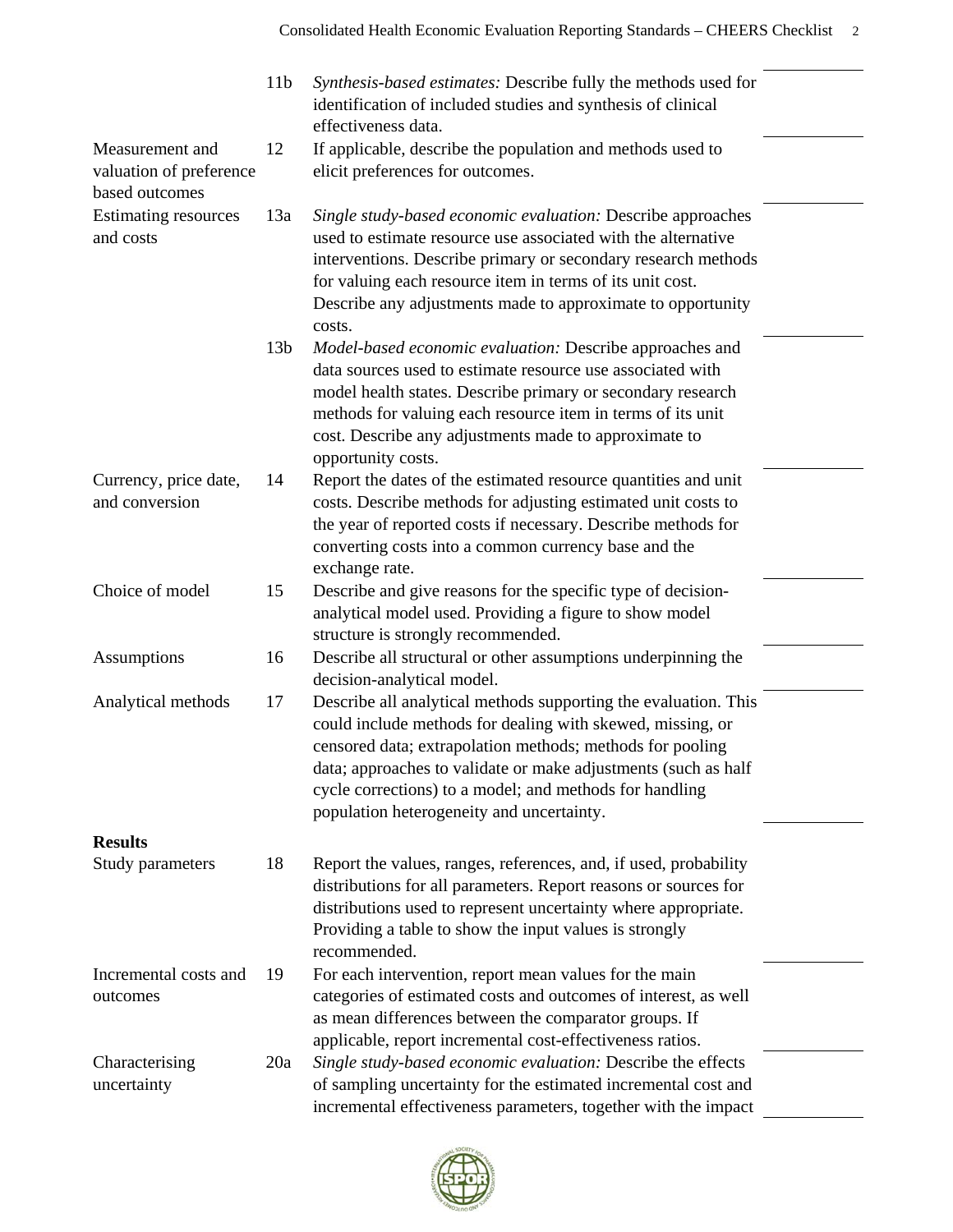| Section/item | Item No | Recommendation | Reported on page No/ line No |
|---|---|---|---|
| | 11b | *Synthesis-based estimates:* Describe fully the methods used for identification of included studies and synthesis of clinical effectiveness data. | |
| Measurement and valuation of preference based outcomes | 12 | If applicable, describe the population and methods used to elicit preferences for outcomes. | |
| Estimating resources and costs | 13a | *Single study-based economic evaluation:* Describe approaches used to estimate resource use associated with the alternative interventions. Describe primary or secondary research methods for valuing each resource item in terms of its unit cost. Describe any adjustments made to approximate to opportunity costs. | |
| | 13b | *Model-based economic evaluation:* Describe approaches and data sources used to estimate resource use associated with model health states. Describe primary or secondary research methods for valuing each resource item in terms of its unit cost. Describe any adjustments made to approximate to opportunity costs. | |
| Currency, price date, and conversion | 14 | Report the dates of the estimated resource quantities and unit costs. Describe methods for adjusting estimated unit costs to the year of reported costs if necessary. Describe methods for converting costs into a common currency base and the exchange rate. | |
| Choice of model | 15 | Describe and give reasons for the specific type of decision-analytical model used. Providing a figure to show model structure is strongly recommended. | |
| Assumptions | 16 | Describe all structural or other assumptions underpinning the decision-analytical model. | |
| Analytical methods | 17 | Describe all analytical methods supporting the evaluation. This could include methods for dealing with skewed, missing, or censored data; extrapolation methods; methods for pooling data; approaches to validate or make adjustments (such as half cycle corrections) to a model; and methods for handling population heterogeneity and uncertainty. | |
| **Results** | | | |
| Study parameters | 18 | Report the values, ranges, references, and, if used, probability distributions for all parameters. Report reasons or sources for distributions used to represent uncertainty where appropriate. Providing a table to show the input values is strongly recommended. | |
| Incremental costs and outcomes | 19 | For each intervention, report mean values for the main categories of estimated costs and outcomes of interest, as well as mean differences between the comparator groups. If applicable, report incremental cost-effectiveness ratios. | |
| Characterising uncertainty | 20a | *Single study-based economic evaluation:* Describe the effects of sampling uncertainty for the estimated incremental cost and incremental effectiveness parameters, together with the impact | |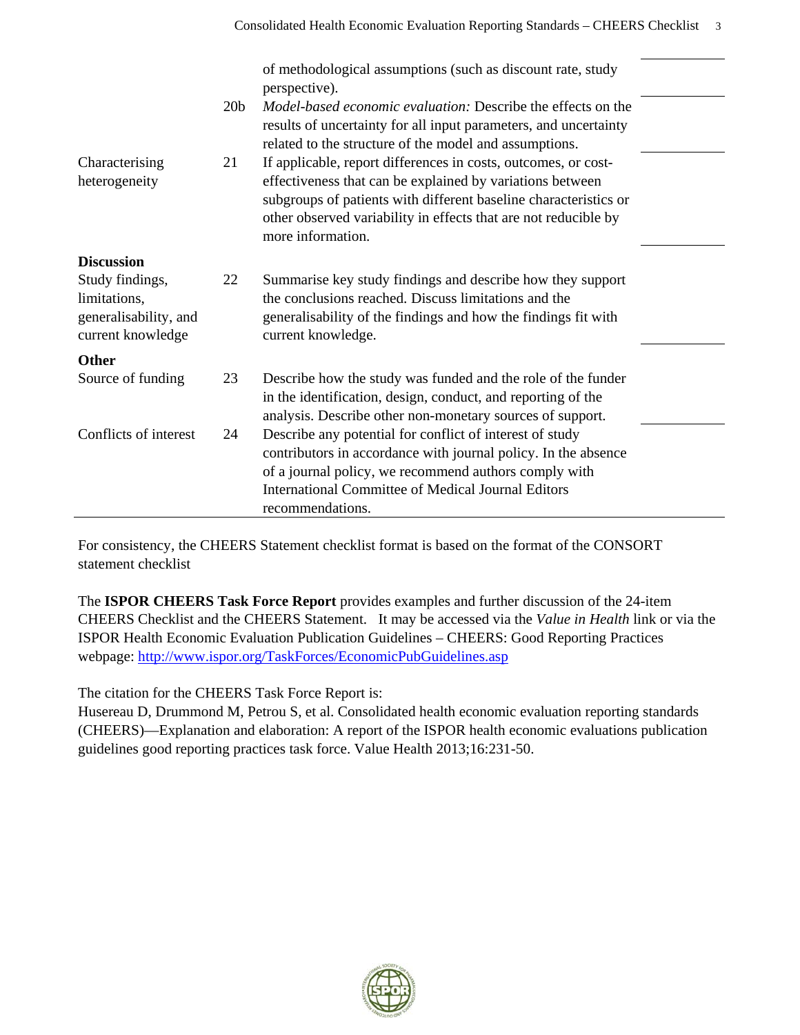| | | | |
|---|---|---|---|
| | | of methodological assumptions (such as discount rate, study perspective). | |
| | 20b | *Model-based economic evaluation:* Describe the effects on the results of uncertainty for all input parameters, and uncertainty related to the structure of the model and assumptions. | |
| Characterising heterogeneity | 21 | If applicable, report differences in costs, outcomes, or cost-effectiveness that can be explained by variations between subgroups of patients with different baseline characteristics or other observed variability in effects that are not reducible by more information. | |
| **Discussion** | | | |
| Study findings, limitations, generalisability, and current knowledge | 22 | Summarise key study findings and describe how they support the conclusions reached. Discuss limitations and the generalisability of the findings and how the findings fit with current knowledge. | |
| **Other** | | | |
| Source of funding | 23 | Describe how the study was funded and the role of the funder in the identification, design, conduct, and reporting of the analysis. Describe other non-monetary sources of support. | |
| Conflicts of interest | 24 | Describe any potential for conflict of interest of study contributors in accordance with journal policy. In the absence of a journal policy, we recommend authors comply with International Committee of Medical Journal Editors recommendations. | |

For consistency, the CHEERS Statement checklist format is based on the format of the CONSORT statement checklist

The **ISPOR CHEERS Task Force Report** provides examples and further discussion of the 24-item CHEERS Checklist and the CHEERS Statement. It may be accessed via the *Value in Health* link or via the ISPOR Health Economic Evaluation Publication Guidelines – CHEERS: Good Reporting Practices webpage: http://www.ispor.org/TaskForces/EconomicPubGuidelines.asp

The citation for the CHEERS Task Force Report is:
Husereau D, Drummond M, Petrou S, et al. Consolidated health economic evaluation reporting standards (CHEERS)—Explanation and elaboration: A report of the ISPOR health economic evaluations publication guidelines good reporting practices task force. Value Health 2013;16:231-50.